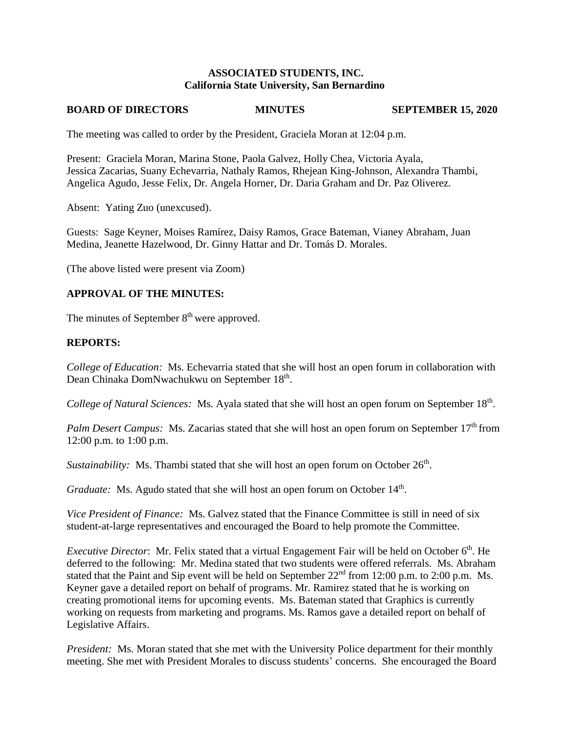**ASSOCIATED STUDENTS, INC.**
**California State University, San Bernardino**

**BOARD OF DIRECTORS** **MINUTES** **SEPTEMBER 15, 2020**

The meeting was called to order by the President, Graciela Moran at 12:04 p.m.

Present: Graciela Moran, Marina Stone, Paola Galvez, Holly Chea, Victoria Ayala, Jessica Zacarias, Suany Echevarria, Nathaly Ramos, Rhejean King-Johnson, Alexandra Thambi, Angelica Agudo, Jesse Felix, Dr. Angela Horner, Dr. Daria Graham and Dr. Paz Oliverez.

Absent: Yating Zuo (unexcused).

Guests: Sage Keyner, Moises Ramírez, Daisy Ramos, Grace Bateman, Vianey Abraham, Juan Medina, Jeanette Hazelwood, Dr. Ginny Hattar and Dr. Tomás D. Morales.

(The above listed were present via Zoom)

**APPROVAL OF THE MINUTES:**

The minutes of September 8th were approved.

**REPORTS:**

*College of Education:* Ms. Echevarria stated that she will host an open forum in collaboration with Dean Chinaka DomNwachukwu on September 18th.

*College of Natural Sciences:* Ms. Ayala stated that she will host an open forum on September 18th.

*Palm Desert Campus:* Ms. Zacarias stated that she will host an open forum on September 17th from 12:00 p.m. to 1:00 p.m.

*Sustainability:* Ms. Thambi stated that she will host an open forum on October 26th.

*Graduate:* Ms. Agudo stated that she will host an open forum on October 14th.

*Vice President of Finance:* Ms. Galvez stated that the Finance Committee is still in need of six student-at-large representatives and encouraged the Board to help promote the Committee.

*Executive Director*: Mr. Felix stated that a virtual Engagement Fair will be held on October 6th. He deferred to the following: Mr. Medina stated that two students were offered referrals. Ms. Abraham stated that the Paint and Sip event will be held on September 22nd from 12:00 p.m. to 2:00 p.m. Ms. Keyner gave a detailed report on behalf of programs. Mr. Ramirez stated that he is working on creating promotional items for upcoming events. Ms. Bateman stated that Graphics is currently working on requests from marketing and programs. Ms. Ramos gave a detailed report on behalf of Legislative Affairs.

*President:* Ms. Moran stated that she met with the University Police department for their monthly meeting. She met with President Morales to discuss students' concerns. She encouraged the Board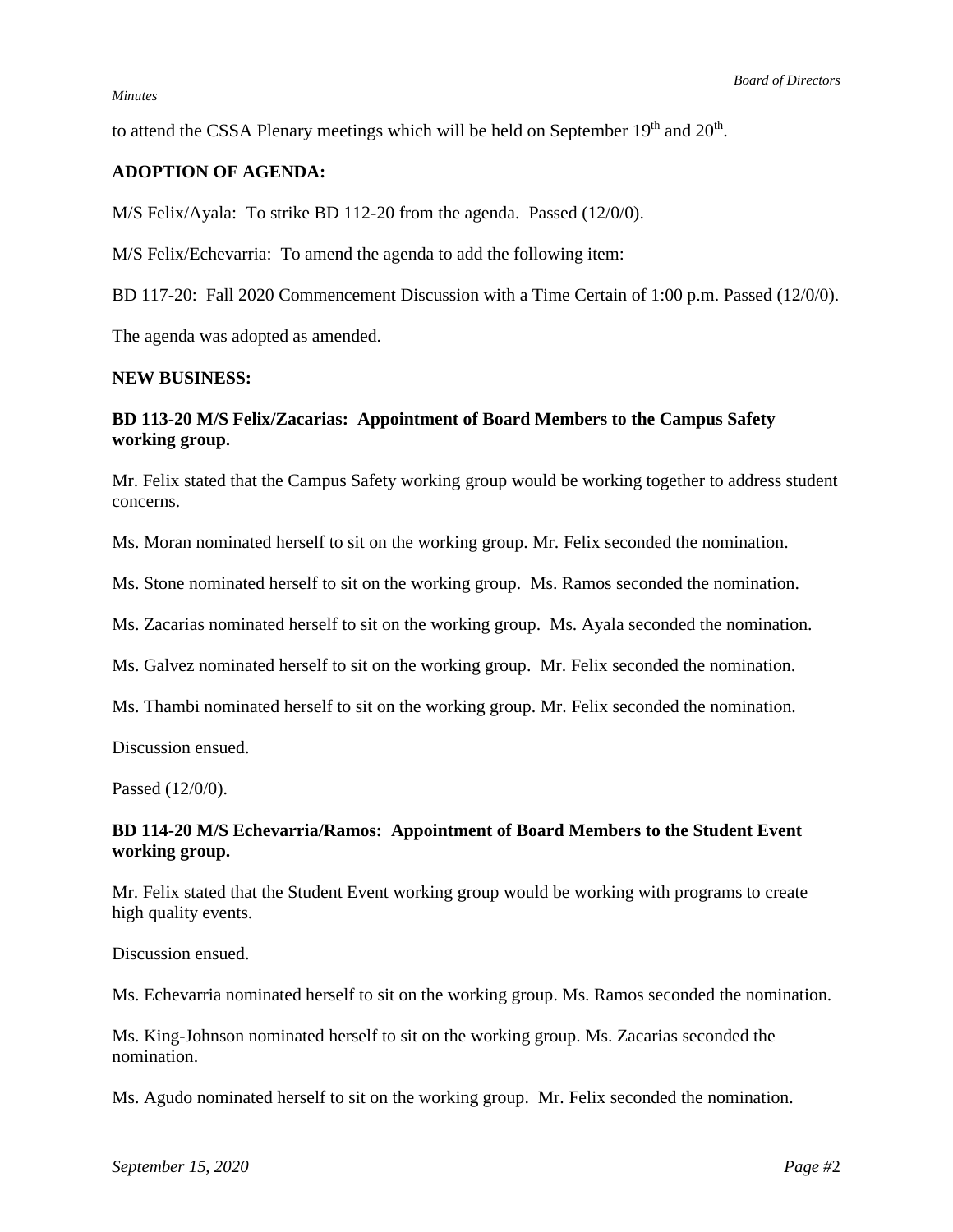to attend the CSSA Plenary meetings which will be held on September 19th and 20th.

**ADOPTION OF AGENDA:**

M/S Felix/Ayala: To strike BD 112-20 from the agenda. Passed (12/0/0).

M/S Felix/Echevarria: To amend the agenda to add the following item:

BD 117-20: Fall 2020 Commencement Discussion with a Time Certain of 1:00 p.m. Passed (12/0/0).

The agenda was adopted as amended.

**NEW BUSINESS:**

**BD 113-20 M/S Felix/Zacarias: Appointment of Board Members to the Campus Safety working group.**

Mr. Felix stated that the Campus Safety working group would be working together to address student concerns.

Ms. Moran nominated herself to sit on the working group. Mr. Felix seconded the nomination.

Ms. Stone nominated herself to sit on the working group. Ms. Ramos seconded the nomination.

Ms. Zacarias nominated herself to sit on the working group. Ms. Ayala seconded the nomination.

Ms. Galvez nominated herself to sit on the working group. Mr. Felix seconded the nomination.

Ms. Thambi nominated herself to sit on the working group. Mr. Felix seconded the nomination.

Discussion ensued.

Passed (12/0/0).

**BD 114-20 M/S Echevarria/Ramos: Appointment of Board Members to the Student Event working group.**

Mr. Felix stated that the Student Event working group would be working with programs to create high quality events.

Discussion ensued.

Ms. Echevarria nominated herself to sit on the working group. Ms. Ramos seconded the nomination.

Ms. King-Johnson nominated herself to sit on the working group. Ms. Zacarias seconded the nomination.

Ms. Agudo nominated herself to sit on the working group. Mr. Felix seconded the nomination.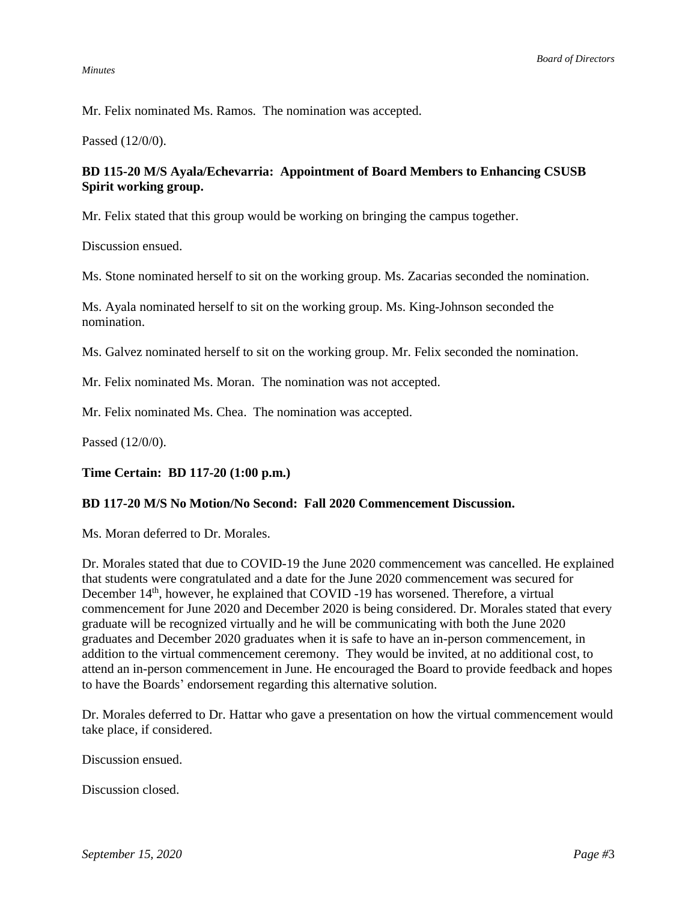Mr. Felix nominated Ms. Ramos. The nomination was accepted.

Passed (12/0/0).

**BD 115-20 M/S Ayala/Echevarria: Appointment of Board Members to Enhancing CSUSB Spirit working group.**

Mr. Felix stated that this group would be working on bringing the campus together.

Discussion ensued.

Ms. Stone nominated herself to sit on the working group. Ms. Zacarias seconded the nomination.

Ms. Ayala nominated herself to sit on the working group. Ms. King-Johnson seconded the nomination.

Ms. Galvez nominated herself to sit on the working group. Mr. Felix seconded the nomination.

Mr. Felix nominated Ms. Moran. The nomination was not accepted.

Mr. Felix nominated Ms. Chea. The nomination was accepted.

Passed (12/0/0).

**Time Certain: BD 117-20 (1:00 p.m.)**

**BD 117-20 M/S No Motion/No Second: Fall 2020 Commencement Discussion.**

Ms. Moran deferred to Dr. Morales.

Dr. Morales stated that due to COVID-19 the June 2020 commencement was cancelled. He explained that students were congratulated and a date for the June 2020 commencement was secured for December 14th, however, he explained that COVID -19 has worsened. Therefore, a virtual commencement for June 2020 and December 2020 is being considered. Dr. Morales stated that every graduate will be recognized virtually and he will be communicating with both the June 2020 graduates and December 2020 graduates when it is safe to have an in-person commencement, in addition to the virtual commencement ceremony. They would be invited, at no additional cost, to attend an in-person commencement in June. He encouraged the Board to provide feedback and hopes to have the Boards' endorsement regarding this alternative solution.

Dr. Morales deferred to Dr. Hattar who gave a presentation on how the virtual commencement would take place, if considered.

Discussion ensued.

Discussion closed.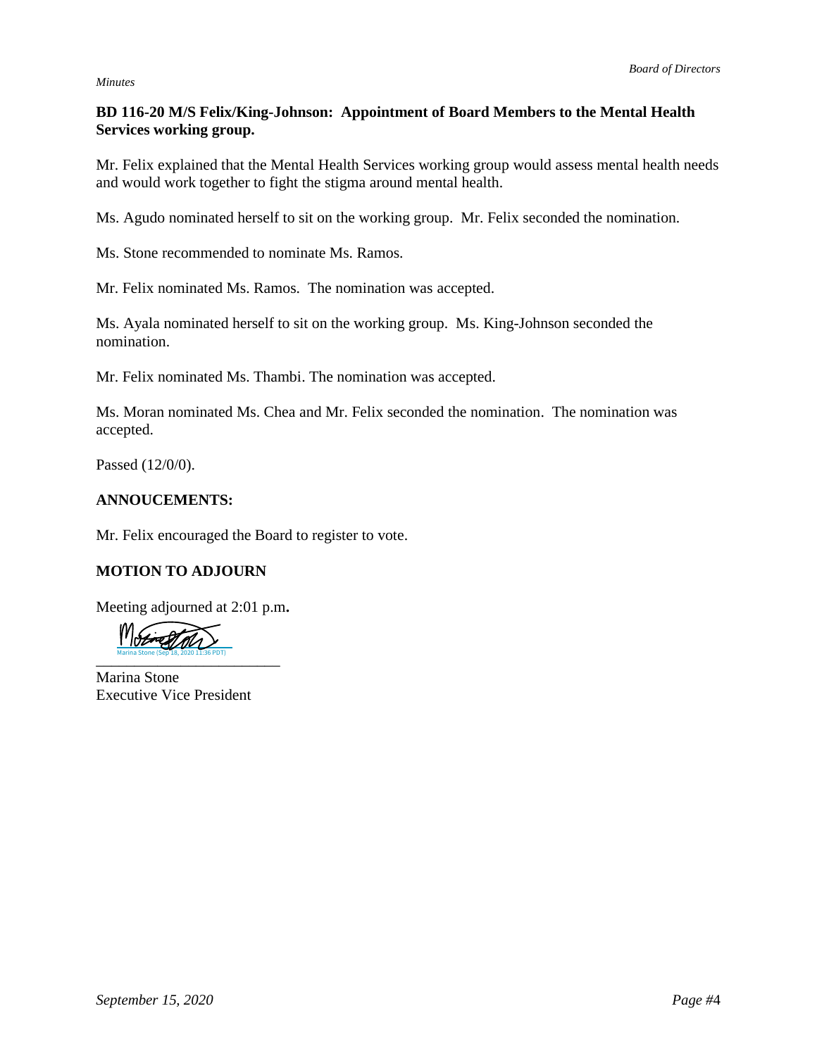**BD 116-20 M/S Felix/King-Johnson: Appointment of Board Members to the Mental Health Services working group.**

Mr. Felix explained that the Mental Health Services working group would assess mental health needs and would work together to fight the stigma around mental health.

Ms. Agudo nominated herself to sit on the working group. Mr. Felix seconded the nomination.

Ms. Stone recommended to nominate Ms. Ramos.

Mr. Felix nominated Ms. Ramos. The nomination was accepted.

Ms. Ayala nominated herself to sit on the working group. Ms. King-Johnson seconded the nomination.

Mr. Felix nominated Ms. Thambi. The nomination was accepted.

Ms. Moran nominated Ms. Chea and Mr. Felix seconded the nomination. The nomination was accepted.

Passed (12/0/0).

**ANNOUCEMENTS:**

Mr. Felix encouraged the Board to register to vote.

**MOTION TO ADJOURN**

Meeting adjourned at 2:01 p.m**.**

Marina Stone (Sep 18, 2020 11:36 PDT)

\_\_\_\_\_\_\_\_\_\_\_\_\_\_\_\_\_\_\_\_\_\_\_\_\_\_

Marina Stone
Executive Vice President